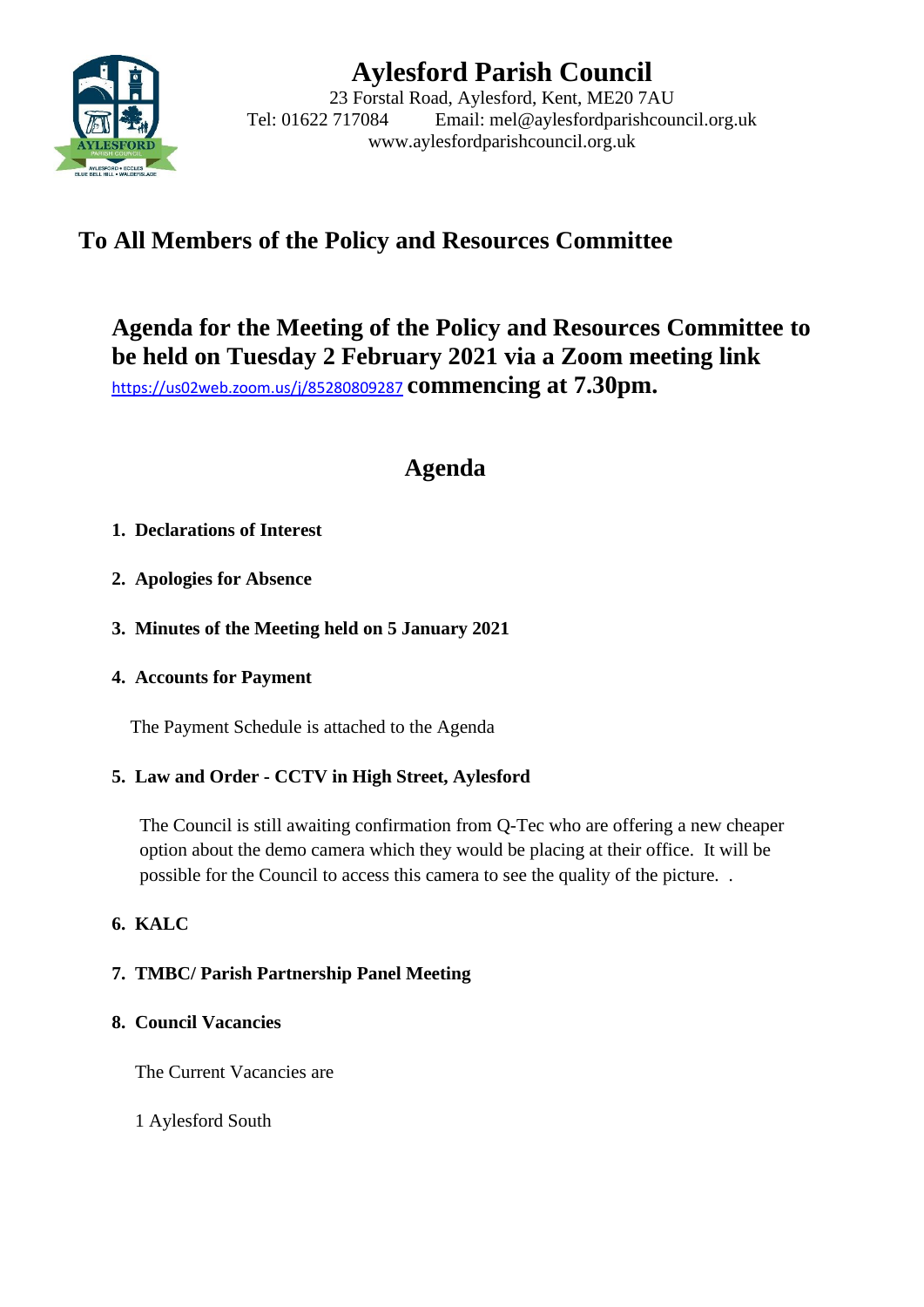# Aylesford Parish Council

23 Forstal Road, Aylesford, Kent, ME20 7AU
Tel: 01622 717084 Email: mel@aylesfordparishcouncil.org.uk
www.aylesfordparishcouncil.org.uk

## To All Members of the Policy and Resources Committee

## Agenda for the Meeting of the Policy and Resources Committee to be held on Tuesday 2 February 2021 via a Zoom meeting link https://us02web.zoom.us/j/85280809287 commencing at 7.30pm.

## Agenda

1. **Declarations of Interest**

2. **Apologies for Absence**

3. **Minutes of the Meeting held on 5 January 2021**

4. **Accounts for Payment**

   The Payment Schedule is attached to the Agenda

5. **Law and Order - CCTV in High Street, Aylesford**

   The Council is still awaiting confirmation from Q-Tec who are offering a new cheaper option about the demo camera which they would be placing at their office. It will be possible for the Council to access this camera to see the quality of the picture. .

6. **KALC**

7. **TMBC/ Parish Partnership Panel Meeting**

8. **Council Vacancies**

   The Current Vacancies are

   1 Aylesford South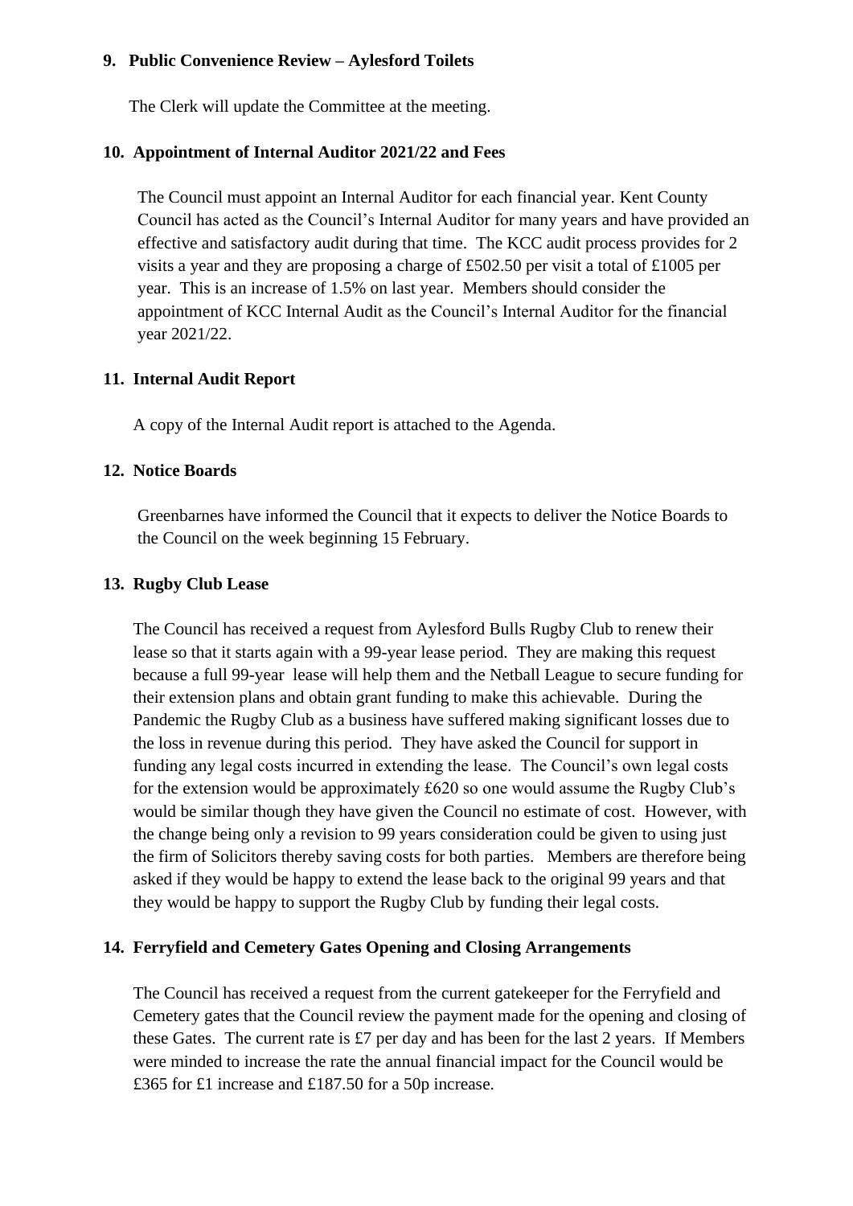## 9. Public Convenience Review – Aylesford Toilets

The Clerk will update the Committee at the meeting.

## 10. Appointment of Internal Auditor 2021/22 and Fees

The Council must appoint an Internal Auditor for each financial year. Kent County Council has acted as the Council's Internal Auditor for many years and have provided an effective and satisfactory audit during that time. The KCC audit process provides for 2 visits a year and they are proposing a charge of £502.50 per visit a total of £1005 per year. This is an increase of 1.5% on last year. Members should consider the appointment of KCC Internal Audit as the Council's Internal Auditor for the financial year 2021/22.

## 11. Internal Audit Report

A copy of the Internal Audit report is attached to the Agenda.

## 12. Notice Boards

Greenbarnes have informed the Council that it expects to deliver the Notice Boards to the Council on the week beginning 15 February.

## 13. Rugby Club Lease

The Council has received a request from Aylesford Bulls Rugby Club to renew their lease so that it starts again with a 99-year lease period. They are making this request because a full 99-year lease will help them and the Netball League to secure funding for their extension plans and obtain grant funding to make this achievable. During the Pandemic the Rugby Club as a business have suffered making significant losses due to the loss in revenue during this period. They have asked the Council for support in funding any legal costs incurred in extending the lease. The Council's own legal costs for the extension would be approximately £620 so one would assume the Rugby Club's would be similar though they have given the Council no estimate of cost. However, with the change being only a revision to 99 years consideration could be given to using just the firm of Solicitors thereby saving costs for both parties. Members are therefore being asked if they would be happy to extend the lease back to the original 99 years and that they would be happy to support the Rugby Club by funding their legal costs.

## 14. Ferryfield and Cemetery Gates Opening and Closing Arrangements

The Council has received a request from the current gatekeeper for the Ferryfield and Cemetery gates that the Council review the payment made for the opening and closing of these Gates. The current rate is £7 per day and has been for the last 2 years. If Members were minded to increase the rate the annual financial impact for the Council would be £365 for £1 increase and £187.50 for a 50p increase.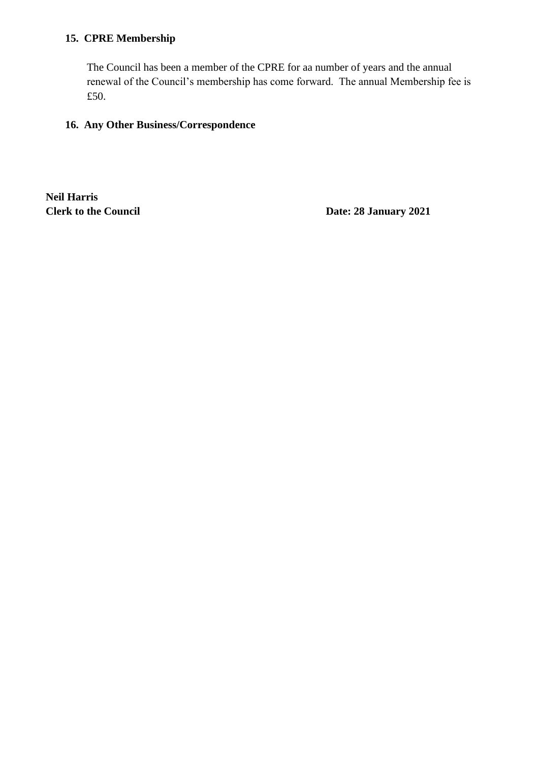**15. CPRE Membership**

The Council has been a member of the CPRE for aa number of years and the annual renewal of the Council's membership has come forward. The annual Membership fee is £50.

**16. Any Other Business/Correspondence**

**Neil Harris**
**Clerk to the Council** **Date: 28 January 2021**